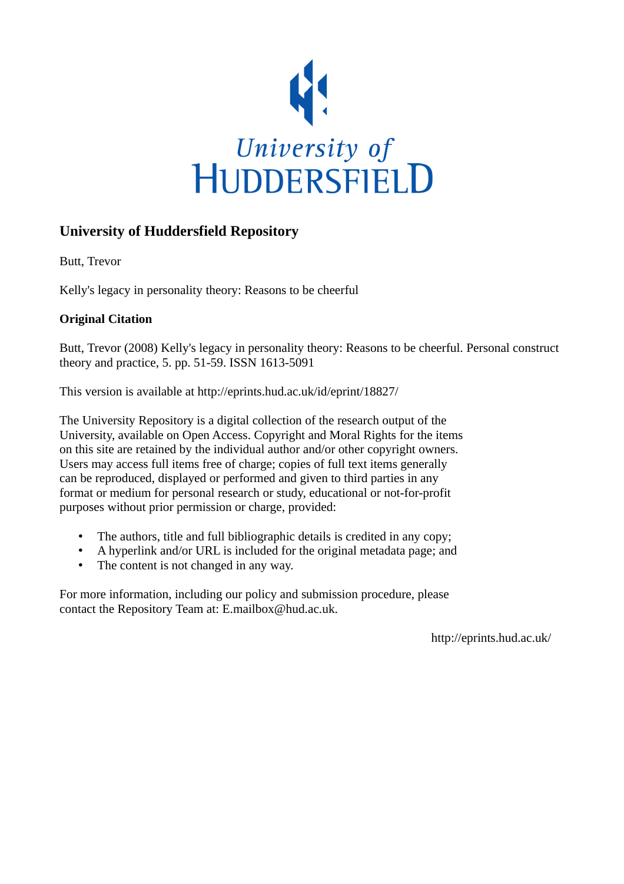University of HUDDERSFIELD

## University of Huddersfield Repository

Butt, Trevor

Kelly's legacy in personality theory: Reasons to be cheerful

### Original Citation

Butt, Trevor (2008) Kelly's legacy in personality theory: Reasons to be cheerful. Personal construct theory and practice, 5. pp. 51-59. ISSN 1613-5091

This version is available at http://eprints.hud.ac.uk/id/eprint/18827/

The University Repository is a digital collection of the research output of the University, available on Open Access. Copyright and Moral Rights for the items on this site are retained by the individual author and/or other copyright owners. Users may access full items free of charge; copies of full text items generally can be reproduced, displayed or performed and given to third parties in any format or medium for personal research or study, educational or not-for-profit purposes without prior permission or charge, provided:

- The authors, title and full bibliographic details is credited in any copy;
- A hyperlink and/or URL is included for the original metadata page; and
- The content is not changed in any way.

For more information, including our policy and submission procedure, please contact the Repository Team at: E.mailbox@hud.ac.uk.

http://eprints.hud.ac.uk/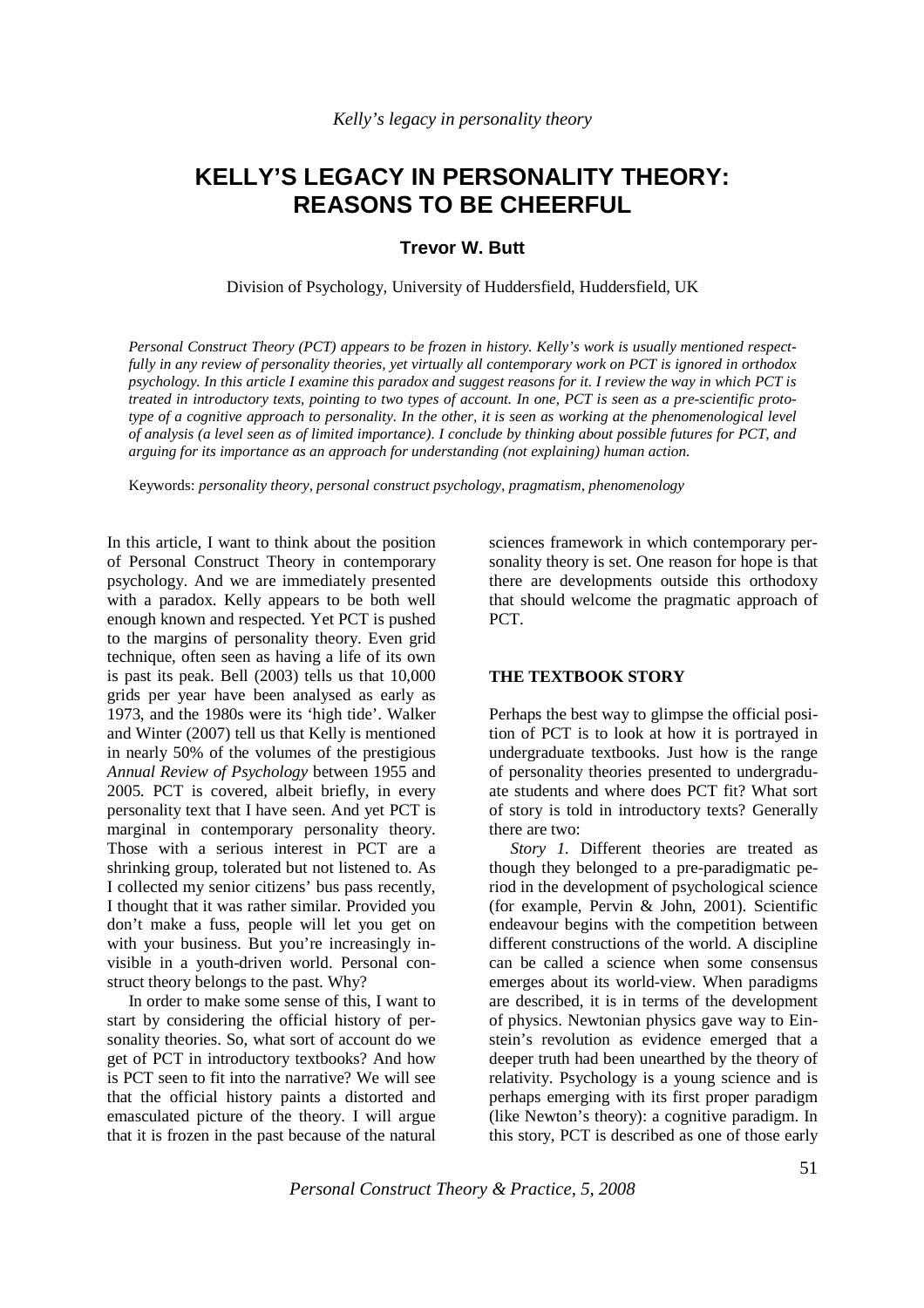# KELLY'S LEGACY IN PERSONALITY THEORY: REASONS TO BE CHEERFUL

**Trevor W. Butt**

Division of Psychology, University of Huddersfield, Huddersfield, UK

*Personal Construct Theory (PCT) appears to be frozen in history. Kelly's work is usually mentioned respectfully in any review of personality theories, yet virtually all contemporary work on PCT is ignored in orthodox psychology. In this article I examine this paradox and suggest reasons for it. I review the way in which PCT is treated in introductory texts, pointing to two types of account. In one, PCT is seen as a pre-scientific prototype of a cognitive approach to personality. In the other, it is seen as working at the phenomenological level of analysis (a level seen as of limited importance). I conclude by thinking about possible futures for PCT, and arguing for its importance as an approach for understanding (not explaining) human action.*

Keywords: *personality theory, personal construct psychology, pragmatism, phenomenology*

In this article, I want to think about the position of Personal Construct Theory in contemporary psychology. And we are immediately presented with a paradox. Kelly appears to be both well enough known and respected. Yet PCT is pushed to the margins of personality theory. Even grid technique, often seen as having a life of its own is past its peak. Bell (2003) tells us that 10,000 grids per year have been analysed as early as 1973, and the 1980s were its 'high tide'. Walker and Winter (2007) tell us that Kelly is mentioned in nearly 50% of the volumes of the prestigious *Annual Review of Psychology* between 1955 and 2005. PCT is covered, albeit briefly, in every personality text that I have seen. And yet PCT is marginal in contemporary personality theory. Those with a serious interest in PCT are a shrinking group, tolerated but not listened to. As I collected my senior citizens' bus pass recently, I thought that it was rather similar. Provided you don't make a fuss, people will let you get on with your business. But you're increasingly invisible in a youth-driven world. Personal construct theory belongs to the past. Why?

In order to make some sense of this, I want to start by considering the official history of personality theories. So, what sort of account do we get of PCT in introductory textbooks? And how is PCT seen to fit into the narrative? We will see that the official history paints a distorted and emasculated picture of the theory. I will argue that it is frozen in the past because of the natural sciences framework in which contemporary personality theory is set. One reason for hope is that there are developments outside this orthodoxy that should welcome the pragmatic approach of PCT.

## THE TEXTBOOK STORY

Perhaps the best way to glimpse the official position of PCT is to look at how it is portrayed in undergraduate textbooks. Just how is the range of personality theories presented to undergraduate students and where does PCT fit? What sort of story is told in introductory texts? Generally there are two:

*Story 1.* Different theories are treated as though they belonged to a pre-paradigmatic period in the development of psychological science (for example, Pervin & John, 2001). Scientific endeavour begins with the competition between different constructions of the world. A discipline can be called a science when some consensus emerges about its world-view. When paradigms are described, it is in terms of the development of physics. Newtonian physics gave way to Einstein's revolution as evidence emerged that a deeper truth had been unearthed by the theory of relativity. Psychology is a young science and is perhaps emerging with its first proper paradigm (like Newton's theory): a cognitive paradigm. In this story, PCT is described as one of those early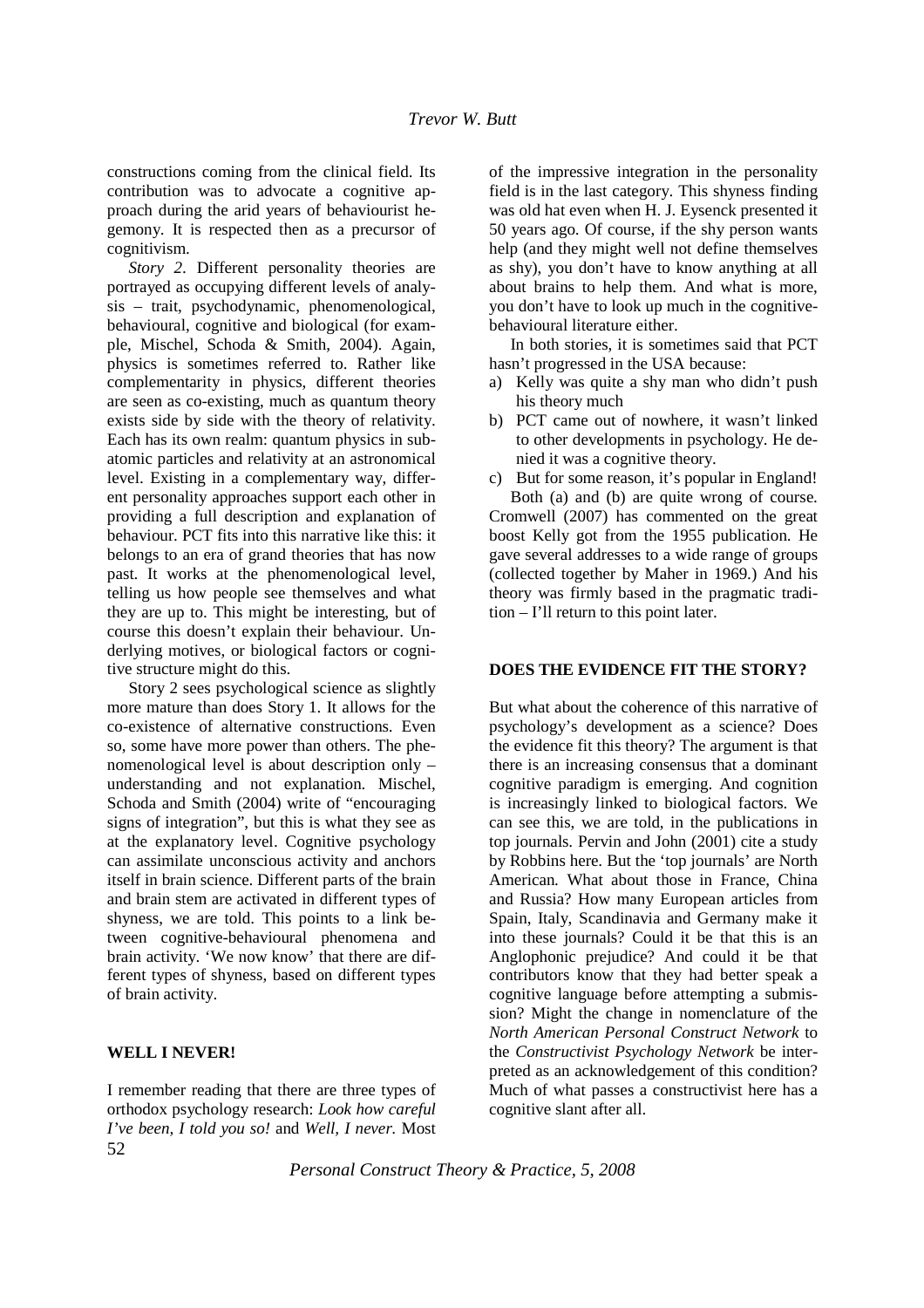constructions coming from the clinical field. Its contribution was to advocate a cognitive approach during the arid years of behaviourist hegemony. It is respected then as a precursor of cognitivism.

*Story 2*. Different personality theories are portrayed as occupying different levels of analysis – trait, psychodynamic, phenomenological, behavioural, cognitive and biological (for example, Mischel, Schoda & Smith, 2004). Again, physics is sometimes referred to. Rather like complementarity in physics, different theories are seen as co-existing, much as quantum theory exists side by side with the theory of relativity. Each has its own realm: quantum physics in subatomic particles and relativity at an astronomical level. Existing in a complementary way, different personality approaches support each other in providing a full description and explanation of behaviour. PCT fits into this narrative like this: it belongs to an era of grand theories that has now past. It works at the phenomenological level, telling us how people see themselves and what they are up to. This might be interesting, but of course this doesn't explain their behaviour. Underlying motives, or biological factors or cognitive structure might do this.

Story 2 sees psychological science as slightly more mature than does Story 1. It allows for the co-existence of alternative constructions. Even so, some have more power than others. The phenomenological level is about description only – understanding and not explanation. Mischel, Schoda and Smith (2004) write of "encouraging signs of integration", but this is what they see as at the explanatory level. Cognitive psychology can assimilate unconscious activity and anchors itself in brain science. Different parts of the brain and brain stem are activated in different types of shyness, we are told. This points to a link between cognitive-behavioural phenomena and brain activity. 'We now know' that there are different types of shyness, based on different types of brain activity.

## WELL I NEVER!

I remember reading that there are three types of orthodox psychology research: *Look how careful I've been, I told you so!* and *Well, I never.* Most of the impressive integration in the personality field is in the last category. This shyness finding was old hat even when H. J. Eysenck presented it 50 years ago. Of course, if the shy person wants help (and they might well not define themselves as shy), you don't have to know anything at all about brains to help them. And what is more, you don't have to look up much in the cognitive-behavioural literature either.

In both stories, it is sometimes said that PCT hasn't progressed in the USA because:

a) Kelly was quite a shy man who didn't push his theory much
b) PCT came out of nowhere, it wasn't linked to other developments in psychology. He denied it was a cognitive theory.
c) But for some reason, it's popular in England!

Both (a) and (b) are quite wrong of course. Cromwell (2007) has commented on the great boost Kelly got from the 1955 publication. He gave several addresses to a wide range of groups (collected together by Maher in 1969.) And his theory was firmly based in the pragmatic tradition – I'll return to this point later.

## DOES THE EVIDENCE FIT THE STORY?

But what about the coherence of this narrative of psychology's development as a science? Does the evidence fit this theory? The argument is that there is an increasing consensus that a dominant cognitive paradigm is emerging. And cognition is increasingly linked to biological factors. We can see this, we are told, in the publications in top journals. Pervin and John (2001) cite a study by Robbins here. But the 'top journals' are North American. What about those in France, China and Russia? How many European articles from Spain, Italy, Scandinavia and Germany make it into these journals? Could it be that this is an Anglophonic prejudice? And could it be that contributors know that they had better speak a cognitive language before attempting a submission? Might the change in nomenclature of the *North American Personal Construct Network* to the *Constructivist Psychology Network* be interpreted as an acknowledgement of this condition? Much of what passes a constructivist here has a cognitive slant after all.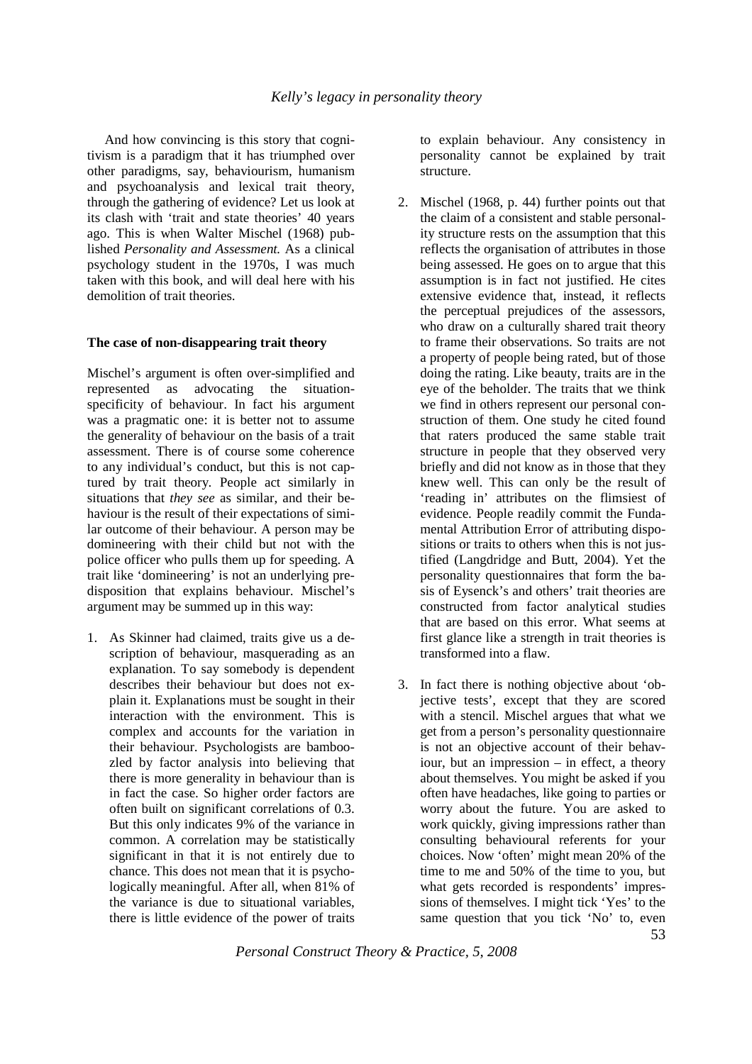And how convincing is this story that cognitivism is a paradigm that it has triumphed over other paradigms, say, behaviourism, humanism and psychoanalysis and lexical trait theory, through the gathering of evidence? Let us look at its clash with 'trait and state theories' 40 years ago. This is when Walter Mischel (1968) published *Personality and Assessment.* As a clinical psychology student in the 1970s, I was much taken with this book, and will deal here with his demolition of trait theories.

**The case of non-disappearing trait theory**

Mischel's argument is often over-simplified and represented as advocating the situation-specificity of behaviour. In fact his argument was a pragmatic one: it is better not to assume the generality of behaviour on the basis of a trait assessment. There is of course some coherence to any individual's conduct, but this is not captured by trait theory. People act similarly in situations that *they see* as similar, and their behaviour is the result of their expectations of similar outcome of their behaviour. A person may be domineering with their child but not with the police officer who pulls them up for speeding. A trait like 'domineering' is not an underlying predisposition that explains behaviour. Mischel's argument may be summed up in this way:

1. As Skinner had claimed, traits give us a description of behaviour, masquerading as an explanation. To say somebody is dependent describes their behaviour but does not explain it. Explanations must be sought in their interaction with the environment. This is complex and accounts for the variation in their behaviour. Psychologists are bamboozled by factor analysis into believing that there is more generality in behaviour than is in fact the case. So higher order factors are often built on significant correlations of 0.3. But this only indicates 9% of the variance in common. A correlation may be statistically significant in that it is not entirely due to chance. This does not mean that it is psychologically meaningful. After all, when 81% of the variance is due to situational variables, there is little evidence of the power of traits to explain behaviour. Any consistency in personality cannot be explained by trait structure.

2. Mischel (1968, p. 44) further points out that the claim of a consistent and stable personality structure rests on the assumption that this reflects the organisation of attributes in those being assessed. He goes on to argue that this assumption is in fact not justified. He cites extensive evidence that, instead, it reflects the perceptual prejudices of the assessors, who draw on a culturally shared trait theory to frame their observations. So traits are not a property of people being rated, but of those doing the rating. Like beauty, traits are in the eye of the beholder. The traits that we think we find in others represent our personal construction of them. One study he cited found that raters produced the same stable trait structure in people that they observed very briefly and did not know as in those that they knew well. This can only be the result of 'reading in' attributes on the flimsiest of evidence. People readily commit the Fundamental Attribution Error of attributing dispositions or traits to others when this is not justified (Langdridge and Butt, 2004). Yet the personality questionnaires that form the basis of Eysenck's and others' trait theories are constructed from factor analytical studies that are based on this error. What seems at first glance like a strength in trait theories is transformed into a flaw.

3. In fact there is nothing objective about 'objective tests', except that they are scored with a stencil. Mischel argues that what we get from a person's personality questionnaire is not an objective account of their behaviour, but an impression – in effect, a theory about themselves. You might be asked if you often have headaches, like going to parties or worry about the future. You are asked to work quickly, giving impressions rather than consulting behavioural referents for your choices. Now 'often' might mean 20% of the time to me and 50% of the time to you, but what gets recorded is respondents' impressions of themselves. I might tick 'Yes' to the same question that you tick 'No' to, even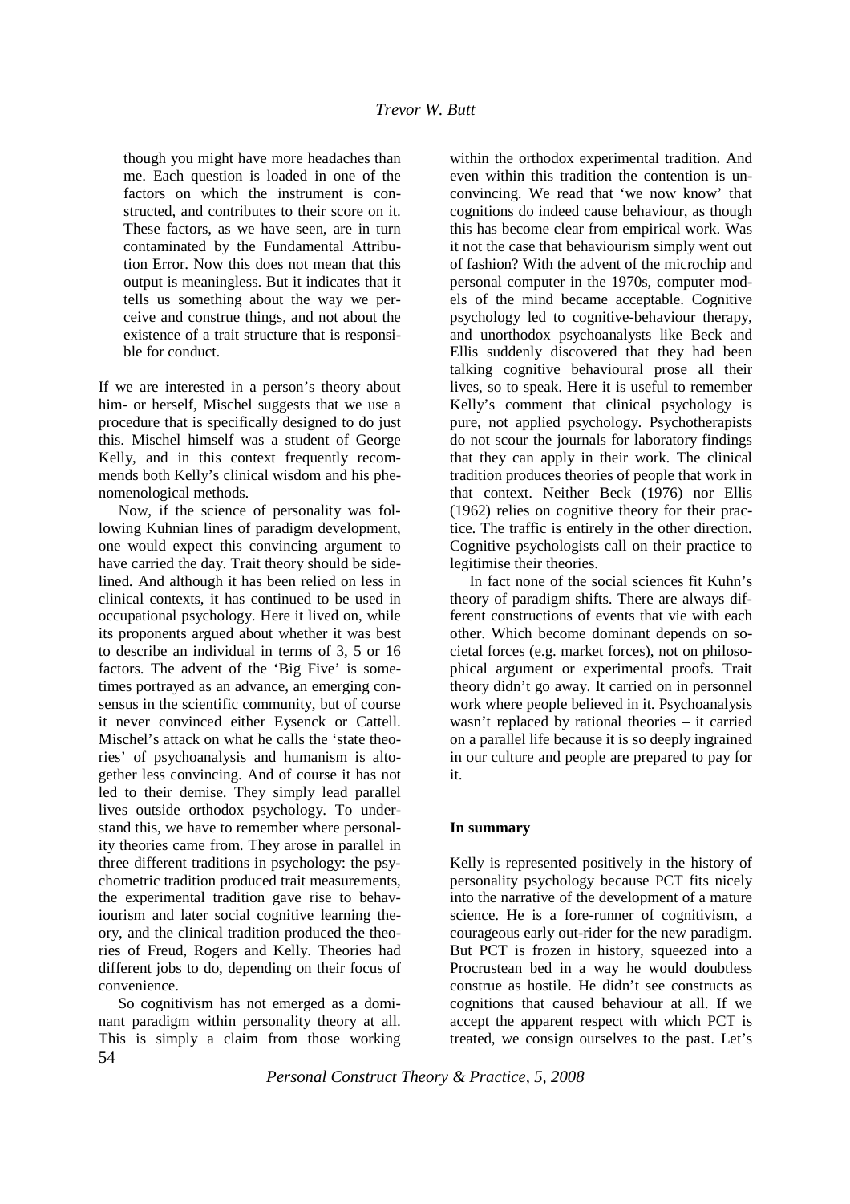> though you might have more headaches than me. Each question is loaded in one of the factors on which the instrument is constructed, and contributes to their score on it. These factors, as we have seen, are in turn contaminated by the Fundamental Attribution Error. Now this does not mean that this output is meaningless. But it indicates that it tells us something about the way we perceive and construe things, and not about the existence of a trait structure that is responsible for conduct.

If we are interested in a person's theory about him- or herself, Mischel suggests that we use a procedure that is specifically designed to do just this. Mischel himself was a student of George Kelly, and in this context frequently recommends both Kelly's clinical wisdom and his phenomenological methods.

Now, if the science of personality was following Kuhnian lines of paradigm development, one would expect this convincing argument to have carried the day. Trait theory should be sidelined. And although it has been relied on less in clinical contexts, it has continued to be used in occupational psychology. Here it lived on, while its proponents argued about whether it was best to describe an individual in terms of 3, 5 or 16 factors. The advent of the 'Big Five' is sometimes portrayed as an advance, an emerging consensus in the scientific community, but of course it never convinced either Eysenck or Cattell. Mischel's attack on what he calls the 'state theories' of psychoanalysis and humanism is altogether less convincing. And of course it has not led to their demise. They simply lead parallel lives outside orthodox psychology. To understand this, we have to remember where personality theories came from. They arose in parallel in three different traditions in psychology: the psychometric tradition produced trait measurements, the experimental tradition gave rise to behaviourism and later social cognitive learning theory, and the clinical tradition produced the theories of Freud, Rogers and Kelly. Theories had different jobs to do, depending on their focus of convenience.

So cognitivism has not emerged as a dominant paradigm within personality theory at all. This is simply a claim from those working within the orthodox experimental tradition. And even within this tradition the contention is unconvincing. We read that 'we now know' that cognitions do indeed cause behaviour, as though this has become clear from empirical work. Was it not the case that behaviourism simply went out of fashion? With the advent of the microchip and personal computer in the 1970s, computer models of the mind became acceptable. Cognitive psychology led to cognitive-behaviour therapy, and unorthodox psychoanalysts like Beck and Ellis suddenly discovered that they had been talking cognitive behavioural prose all their lives, so to speak. Here it is useful to remember Kelly's comment that clinical psychology is pure, not applied psychology. Psychotherapists do not scour the journals for laboratory findings that they can apply in their work. The clinical tradition produces theories of people that work in that context. Neither Beck (1976) nor Ellis (1962) relies on cognitive theory for their practice. The traffic is entirely in the other direction. Cognitive psychologists call on their practice to legitimise their theories.

In fact none of the social sciences fit Kuhn's theory of paradigm shifts. There are always different constructions of events that vie with each other. Which become dominant depends on societal forces (e.g. market forces), not on philosophical argument or experimental proofs. Trait theory didn't go away. It carried on in personnel work where people believed in it. Psychoanalysis wasn't replaced by rational theories – it carried on a parallel life because it is so deeply ingrained in our culture and people are prepared to pay for it.

### In summary

Kelly is represented positively in the history of personality psychology because PCT fits nicely into the narrative of the development of a mature science. He is a fore-runner of cognitivism, a courageous early out-rider for the new paradigm. But PCT is frozen in history, squeezed into a Procrustean bed in a way he would doubtless construe as hostile. He didn't see constructs as cognitions that caused behaviour at all. If we accept the apparent respect with which PCT is treated, we consign ourselves to the past. Let's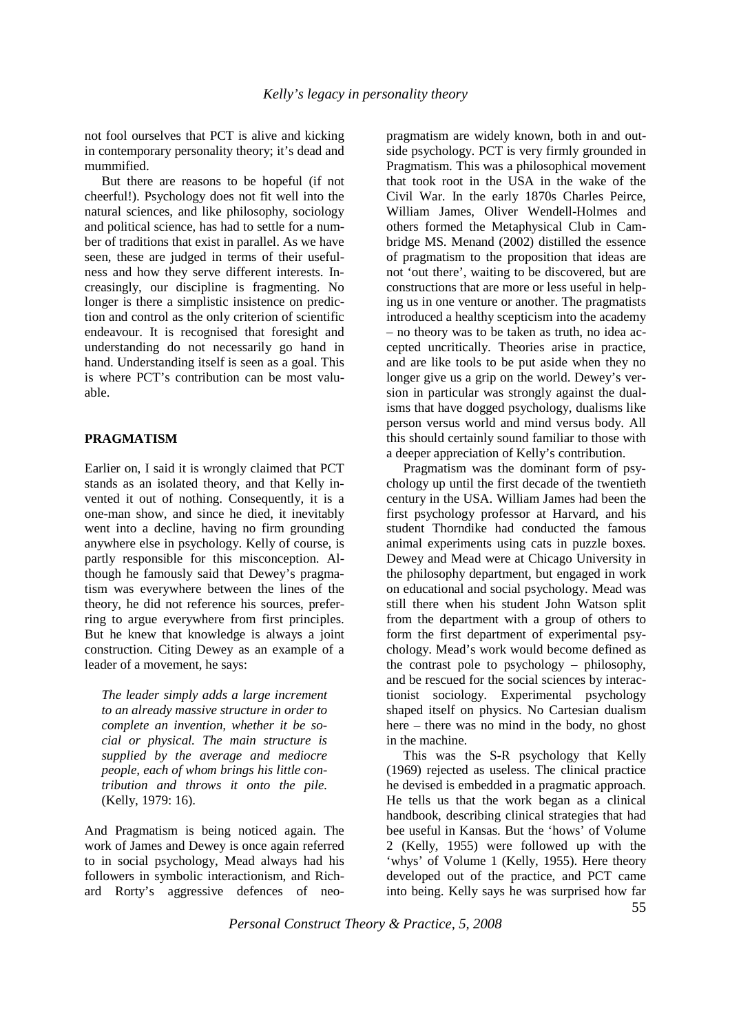not fool ourselves that PCT is alive and kicking in contemporary personality theory; it's dead and mummified.

But there are reasons to be hopeful (if not cheerful!). Psychology does not fit well into the natural sciences, and like philosophy, sociology and political science, has had to settle for a number of traditions that exist in parallel. As we have seen, these are judged in terms of their usefulness and how they serve different interests. Increasingly, our discipline is fragmenting. No longer is there a simplistic insistence on prediction and control as the only criterion of scientific endeavour. It is recognised that foresight and understanding do not necessarily go hand in hand. Understanding itself is seen as a goal. This is where PCT's contribution can be most valuable.

## PRAGMATISM

Earlier on, I said it is wrongly claimed that PCT stands as an isolated theory, and that Kelly invented it out of nothing. Consequently, it is a one-man show, and since he died, it inevitably went into a decline, having no firm grounding anywhere else in psychology. Kelly of course, is partly responsible for this misconception. Although he famously said that Dewey's pragmatism was everywhere between the lines of the theory, he did not reference his sources, preferring to argue everywhere from first principles. But he knew that knowledge is always a joint construction. Citing Dewey as an example of a leader of a movement, he says:

> *The leader simply adds a large increment to an already massive structure in order to complete an invention, whether it be social or physical. The main structure is supplied by the average and mediocre people, each of whom brings his little contribution and throws it onto the pile.* (Kelly, 1979: 16).

And Pragmatism is being noticed again. The work of James and Dewey is once again referred to in social psychology, Mead always had his followers in symbolic interactionism, and Richard Rorty's aggressive defences of neo-pragmatism are widely known, both in and outside psychology. PCT is very firmly grounded in Pragmatism. This was a philosophical movement that took root in the USA in the wake of the Civil War. In the early 1870s Charles Peirce, William James, Oliver Wendell-Holmes and others formed the Metaphysical Club in Cambridge MS. Menand (2002) distilled the essence of pragmatism to the proposition that ideas are not 'out there', waiting to be discovered, but are constructions that are more or less useful in helping us in one venture or another. The pragmatists introduced a healthy scepticism into the academy – no theory was to be taken as truth, no idea accepted uncritically. Theories arise in practice, and are like tools to be put aside when they no longer give us a grip on the world. Dewey's version in particular was strongly against the dualisms that have dogged psychology, dualisms like person versus world and mind versus body. All this should certainly sound familiar to those with a deeper appreciation of Kelly's contribution.

Pragmatism was the dominant form of psychology up until the first decade of the twentieth century in the USA. William James had been the first psychology professor at Harvard, and his student Thorndike had conducted the famous animal experiments using cats in puzzle boxes. Dewey and Mead were at Chicago University in the philosophy department, but engaged in work on educational and social psychology. Mead was still there when his student John Watson split from the department with a group of others to form the first department of experimental psychology. Mead's work would become defined as the contrast pole to psychology – philosophy, and be rescued for the social sciences by interactionist sociology. Experimental psychology shaped itself on physics. No Cartesian dualism here – there was no mind in the body, no ghost in the machine.

This was the S-R psychology that Kelly (1969) rejected as useless. The clinical practice he devised is embedded in a pragmatic approach. He tells us that the work began as a clinical handbook, describing clinical strategies that had bee useful in Kansas. But the 'hows' of Volume 2 (Kelly, 1955) were followed up with the 'whys' of Volume 1 (Kelly, 1955). Here theory developed out of the practice, and PCT came into being. Kelly says he was surprised how far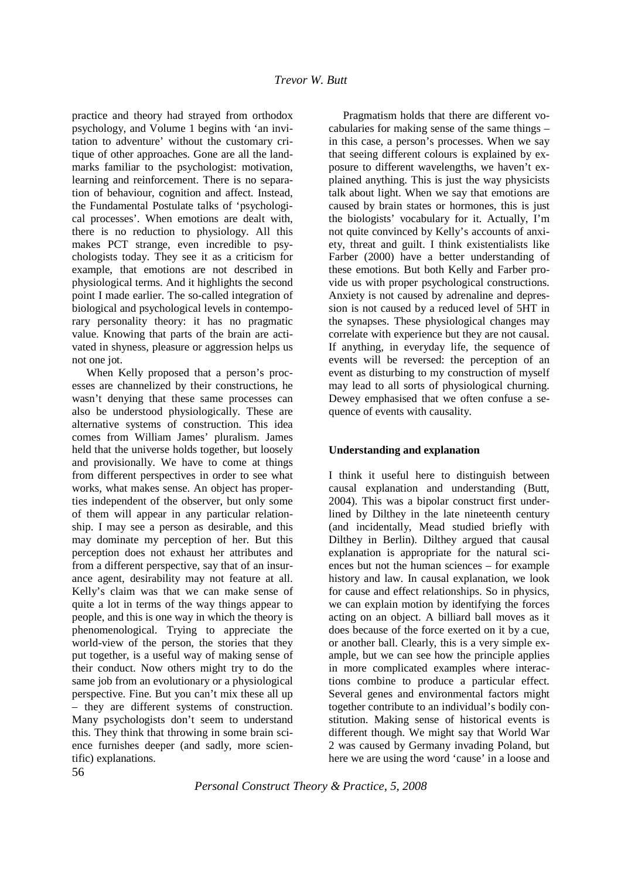practice and theory had strayed from orthodox psychology, and Volume 1 begins with 'an invitation to adventure' without the customary critique of other approaches. Gone are all the landmarks familiar to the psychologist: motivation, learning and reinforcement. There is no separation of behaviour, cognition and affect. Instead, the Fundamental Postulate talks of 'psychological processes'. When emotions are dealt with, there is no reduction to physiology. All this makes PCT strange, even incredible to psychologists today. They see it as a criticism for example, that emotions are not described in physiological terms. And it highlights the second point I made earlier. The so-called integration of biological and psychological levels in contemporary personality theory: it has no pragmatic value. Knowing that parts of the brain are activated in shyness, pleasure or aggression helps us not one jot.

When Kelly proposed that a person's processes are channelized by their constructions, he wasn't denying that these same processes can also be understood physiologically. These are alternative systems of construction. This idea comes from William James' pluralism. James held that the universe holds together, but loosely and provisionally. We have to come at things from different perspectives in order to see what works, what makes sense. An object has properties independent of the observer, but only some of them will appear in any particular relationship. I may see a person as desirable, and this may dominate my perception of her. But this perception does not exhaust her attributes and from a different perspective, say that of an insurance agent, desirability may not feature at all. Kelly's claim was that we can make sense of quite a lot in terms of the way things appear to people, and this is one way in which the theory is phenomenological. Trying to appreciate the world-view of the person, the stories that they put together, is a useful way of making sense of their conduct. Now others might try to do the same job from an evolutionary or a physiological perspective. Fine. But you can't mix these all up – they are different systems of construction. Many psychologists don't seem to understand this. They think that throwing in some brain science furnishes deeper (and sadly, more scientific) explanations.

Pragmatism holds that there are different vocabularies for making sense of the same things – in this case, a person's processes. When we say that seeing different colours is explained by exposure to different wavelengths, we haven't explained anything. This is just the way physicists talk about light. When we say that emotions are caused by brain states or hormones, this is just the biologists' vocabulary for it. Actually, I'm not quite convinced by Kelly's accounts of anxiety, threat and guilt. I think existentialists like Farber (2000) have a better understanding of these emotions. But both Kelly and Farber provide us with proper psychological constructions. Anxiety is not caused by adrenaline and depression is not caused by a reduced level of 5HT in the synapses. These physiological changes may correlate with experience but they are not causal. If anything, in everyday life, the sequence of events will be reversed: the perception of an event as disturbing to my construction of myself may lead to all sorts of physiological churning. Dewey emphasised that we often confuse a sequence of events with causality.

**Understanding and explanation**

I think it useful here to distinguish between causal explanation and understanding (Butt, 2004). This was a bipolar construct first underlined by Dilthey in the late nineteenth century (and incidentally, Mead studied briefly with Dilthey in Berlin). Dilthey argued that causal explanation is appropriate for the natural sciences but not the human sciences – for example history and law. In causal explanation, we look for cause and effect relationships. So in physics, we can explain motion by identifying the forces acting on an object. A billiard ball moves as it does because of the force exerted on it by a cue, or another ball. Clearly, this is a very simple example, but we can see how the principle applies in more complicated examples where interactions combine to produce a particular effect. Several genes and environmental factors might together contribute to an individual's bodily constitution. Making sense of historical events is different though. We might say that World War 2 was caused by Germany invading Poland, but here we are using the word 'cause' in a loose and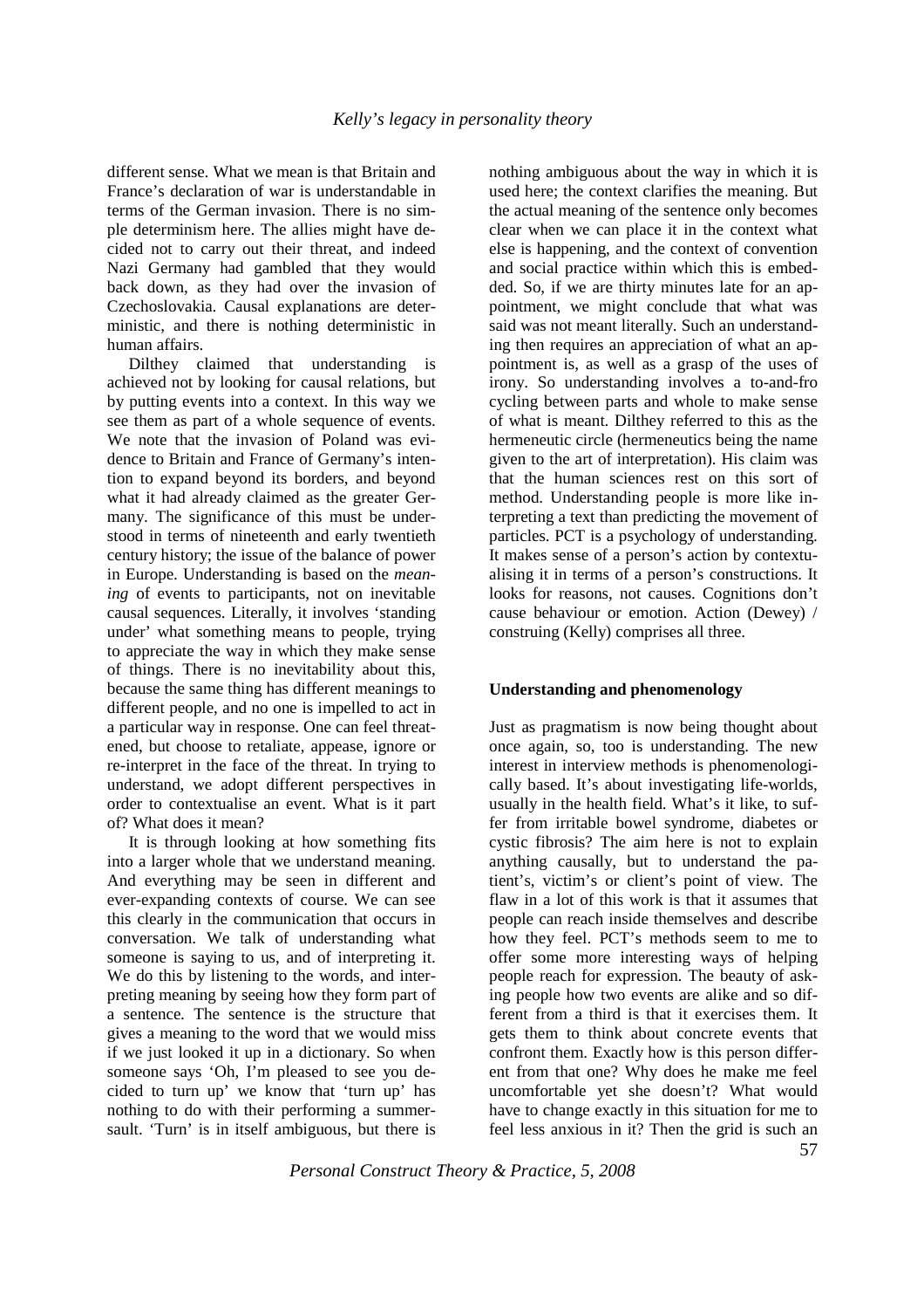different sense. What we mean is that Britain and France's declaration of war is understandable in terms of the German invasion. There is no simple determinism here. The allies might have decided not to carry out their threat, and indeed Nazi Germany had gambled that they would back down, as they had over the invasion of Czechoslovakia. Causal explanations are deterministic, and there is nothing deterministic in human affairs.

Dilthey claimed that understanding is achieved not by looking for causal relations, but by putting events into a context. In this way we see them as part of a whole sequence of events. We note that the invasion of Poland was evidence to Britain and France of Germany's intention to expand beyond its borders, and beyond what it had already claimed as the greater Germany. The significance of this must be understood in terms of nineteenth and early twentieth century history; the issue of the balance of power in Europe. Understanding is based on the *meaning* of events to participants, not on inevitable causal sequences. Literally, it involves 'standing under' what something means to people, trying to appreciate the way in which they make sense of things. There is no inevitability about this, because the same thing has different meanings to different people, and no one is impelled to act in a particular way in response. One can feel threatened, but choose to retaliate, appease, ignore or re-interpret in the face of the threat. In trying to understand, we adopt different perspectives in order to contextualise an event. What is it part of? What does it mean?

It is through looking at how something fits into a larger whole that we understand meaning. And everything may be seen in different and ever-expanding contexts of course. We can see this clearly in the communication that occurs in conversation. We talk of understanding what someone is saying to us, and of interpreting it. We do this by listening to the words, and interpreting meaning by seeing how they form part of a sentence. The sentence is the structure that gives a meaning to the word that we would miss if we just looked it up in a dictionary. So when someone says 'Oh, I'm pleased to see you decided to turn up' we know that 'turn up' has nothing to do with their performing a summersault. 'Turn' is in itself ambiguous, but there is nothing ambiguous about the way in which it is used here; the context clarifies the meaning. But the actual meaning of the sentence only becomes clear when we can place it in the context what else is happening, and the context of convention and social practice within which this is embedded. So, if we are thirty minutes late for an appointment, we might conclude that what was said was not meant literally. Such an understanding then requires an appreciation of what an appointment is, as well as a grasp of the uses of irony. So understanding involves a to-and-fro cycling between parts and whole to make sense of what is meant. Dilthey referred to this as the hermeneutic circle (hermeneutics being the name given to the art of interpretation). His claim was that the human sciences rest on this sort of method. Understanding people is more like interpreting a text than predicting the movement of particles. PCT is a psychology of understanding. It makes sense of a person's action by contextualising it in terms of a person's constructions. It looks for reasons, not causes. Cognitions don't cause behaviour or emotion. Action (Dewey) / construing (Kelly) comprises all three.

**Understanding and phenomenology**

Just as pragmatism is now being thought about once again, so, too is understanding. The new interest in interview methods is phenomenologically based. It's about investigating life-worlds, usually in the health field. What's it like, to suffer from irritable bowel syndrome, diabetes or cystic fibrosis? The aim here is not to explain anything causally, but to understand the patient's, victim's or client's point of view. The flaw in a lot of this work is that it assumes that people can reach inside themselves and describe how they feel. PCT's methods seem to me to offer some more interesting ways of helping people reach for expression. The beauty of asking people how two events are alike and so different from a third is that it exercises them. It gets them to think about concrete events that confront them. Exactly how is this person different from that one? Why does he make me feel uncomfortable yet she doesn't? What would have to change exactly in this situation for me to feel less anxious in it? Then the grid is such an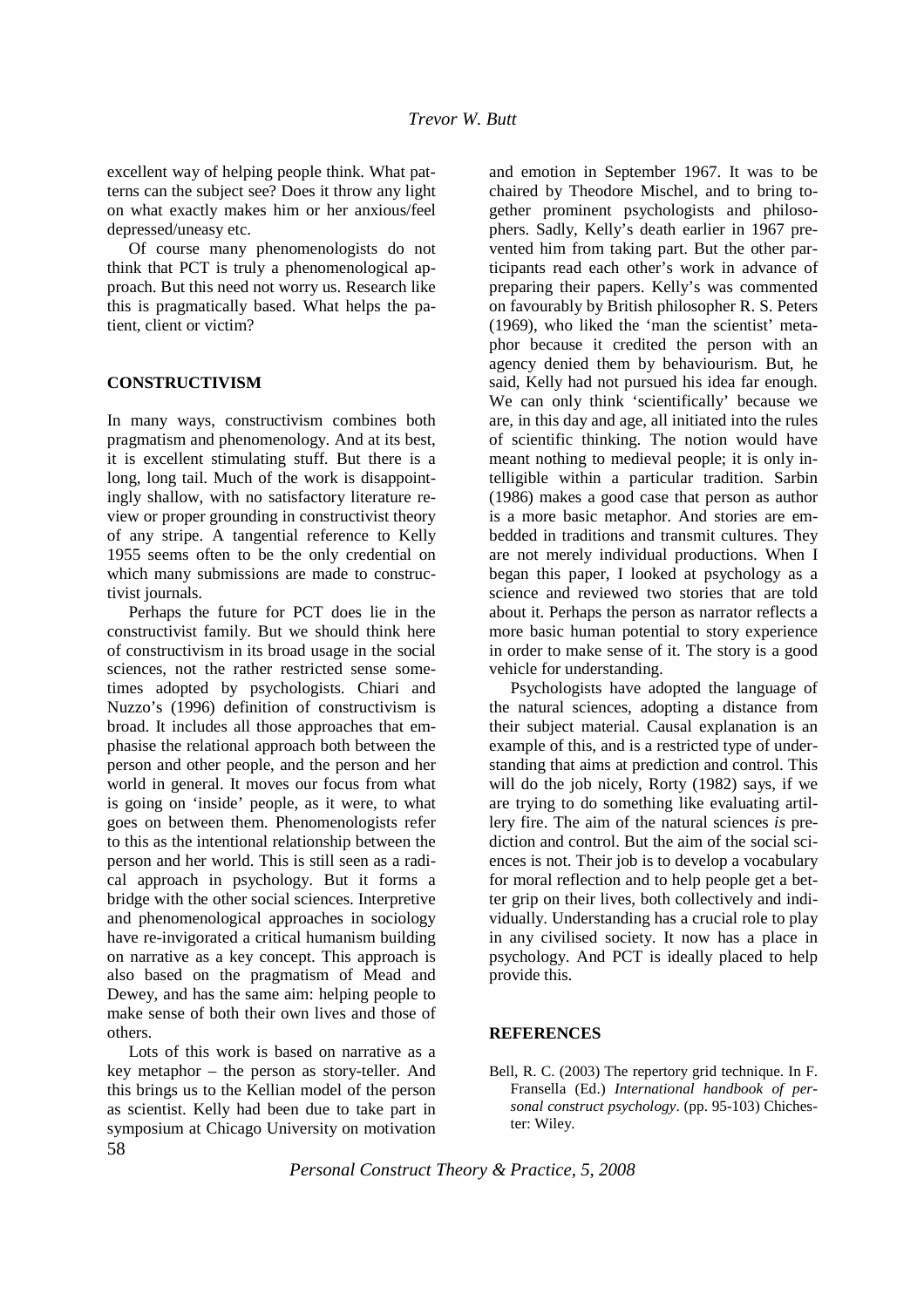excellent way of helping people think. What patterns can the subject see? Does it throw any light on what exactly makes him or her anxious/feel depressed/uneasy etc.

Of course many phenomenologists do not think that PCT is truly a phenomenological approach. But this need not worry us. Research like this is pragmatically based. What helps the patient, client or victim?

## CONSTRUCTIVISM

In many ways, constructivism combines both pragmatism and phenomenology. And at its best, it is excellent stimulating stuff. But there is a long, long tail. Much of the work is disappointingly shallow, with no satisfactory literature review or proper grounding in constructivist theory of any stripe. A tangential reference to Kelly 1955 seems often to be the only credential on which many submissions are made to constructivist journals.

Perhaps the future for PCT does lie in the constructivist family. But we should think here of constructivism in its broad usage in the social sciences, not the rather restricted sense sometimes adopted by psychologists. Chiari and Nuzzo's (1996) definition of constructivism is broad. It includes all those approaches that emphasise the relational approach both between the person and other people, and the person and her world in general. It moves our focus from what is going on 'inside' people, as it were, to what goes on between them. Phenomenologists refer to this as the intentional relationship between the person and her world. This is still seen as a radical approach in psychology. But it forms a bridge with the other social sciences. Interpretive and phenomenological approaches in sociology have re-invigorated a critical humanism building on narrative as a key concept. This approach is also based on the pragmatism of Mead and Dewey, and has the same aim: helping people to make sense of both their own lives and those of others.

Lots of this work is based on narrative as a key metaphor – the person as story-teller. And this brings us to the Kellian model of the person as scientist. Kelly had been due to take part in symposium at Chicago University on motivation and emotion in September 1967. It was to be chaired by Theodore Mischel, and to bring together prominent psychologists and philosophers. Sadly, Kelly's death earlier in 1967 prevented him from taking part. But the other participants read each other's work in advance of preparing their papers. Kelly's was commented on favourably by British philosopher R. S. Peters (1969), who liked the 'man the scientist' metaphor because it credited the person with an agency denied them by behaviourism. But, he said, Kelly had not pursued his idea far enough. We can only think 'scientifically' because we are, in this day and age, all initiated into the rules of scientific thinking. The notion would have meant nothing to medieval people; it is only intelligible within a particular tradition. Sarbin (1986) makes a good case that person as author is a more basic metaphor. And stories are embedded in traditions and transmit cultures. They are not merely individual productions. When I began this paper, I looked at psychology as a science and reviewed two stories that are told about it. Perhaps the person as narrator reflects a more basic human potential to story experience in order to make sense of it. The story is a good vehicle for understanding.

Psychologists have adopted the language of the natural sciences, adopting a distance from their subject material. Causal explanation is an example of this, and is a restricted type of understanding that aims at prediction and control. This will do the job nicely, Rorty (1982) says, if we are trying to do something like evaluating artillery fire. The aim of the natural sciences *is* prediction and control. But the aim of the social sciences is not. Their job is to develop a vocabulary for moral reflection and to help people get a better grip on their lives, both collectively and individually. Understanding has a crucial role to play in any civilised society. It now has a place in psychology. And PCT is ideally placed to help provide this.

## REFERENCES

Bell, R. C. (2003) The repertory grid technique. In F. Fransella (Ed.) *International handbook of personal construct psychology*. (pp. 95-103) Chichester: Wiley.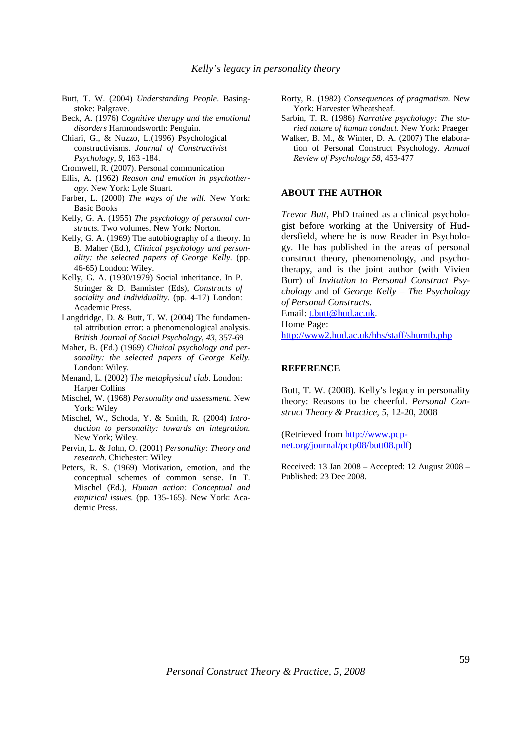Butt, T. W. (2004) *Understanding People.* Basingstoke: Palgrave.

Beck, A. (1976) *Cognitive therapy and the emotional disorders* Harmondsworth: Penguin.

Chiari, G., & Nuzzo, L.(1996) Psychological constructivisms. *Journal of Constructivist Psychology, 9,* 163 -184.

Cromwell, R. (2007). Personal communication

Ellis, A. (1962) *Reason and emotion in psychotherapy.* New York: Lyle Stuart.

Farber, L. (2000) *The ways of the will.* New York: Basic Books

Kelly, G. A. (1955) *The psychology of personal constructs.* Two volumes. New York: Norton.

Kelly, G. A. (1969) The autobiography of a theory. In B. Maher (Ed.), *Clinical psychology and personality: the selected papers of George Kelly.* (pp. 46-65) London: Wiley.

Kelly, G. A. (1930/1979) Social inheritance. In P. Stringer & D. Bannister (Eds), *Constructs of sociality and individuality.* (pp. 4-17) London: Academic Press.

Langdridge, D. & Butt, T. W. (2004) The fundamental attribution error: a phenomenological analysis. *British Journal of Social Psychology, 43,* 357-69

Maher, B. (Ed.) (1969) *Clinical psychology and personality: the selected papers of George Kelly.* London: Wiley.

Menand, L. (2002) *The metaphysical club.* London: Harper Collins

Mischel, W. (1968) *Personality and assessment.* New York: Wiley

Mischel, W., Schoda, Y. & Smith, R. (2004) *Introduction to personality: towards an integration.* New York; Wiley.

Pervin, L. & John, O. (2001) *Personality: Theory and research.* Chichester: Wiley

Peters, R. S. (1969) Motivation, emotion, and the conceptual schemes of common sense. In T. Mischel (Ed.), *Human action: Conceptual and empirical issues.* (pp. 135-165). New York: Academic Press.

Rorty, R. (1982) *Consequences of pragmatism.* New York: Harvester Wheatsheaf.

Sarbin, T. R. (1986) *Narrative psychology: The storied nature of human conduct.* New York: Praeger

Walker, B. M., & Winter, D. A. (2007) The elaboration of Personal Construct Psychology. *Annual Review of Psychology 58,* 453-477

## ABOUT THE AUTHOR

*Trevor Butt*, PhD trained as a clinical psychologist before working at the University of Huddersfield, where he is now Reader in Psychology. He has published in the areas of personal construct theory, phenomenology, and psychotherapy, and is the joint author (with Vivien Burr) of *Invitation to Personal Construct Psychology* and of *George Kelly – The Psychology of Personal Constructs*.

Email: t.butt@hud.ac.uk.

Home Page:

http://www2.hud.ac.uk/hhs/staff/shumtb.php

## REFERENCE

Butt, T. W. (2008). Kelly's legacy in personality theory: Reasons to be cheerful. *Personal Construct Theory & Practice, 5,* 12-20, 2008

(Retrieved from http://www.pcp-net.org/journal/pctp08/butt08.pdf)

Received: 13 Jan 2008 – Accepted: 12 August 2008 – Published: 23 Dec 2008.